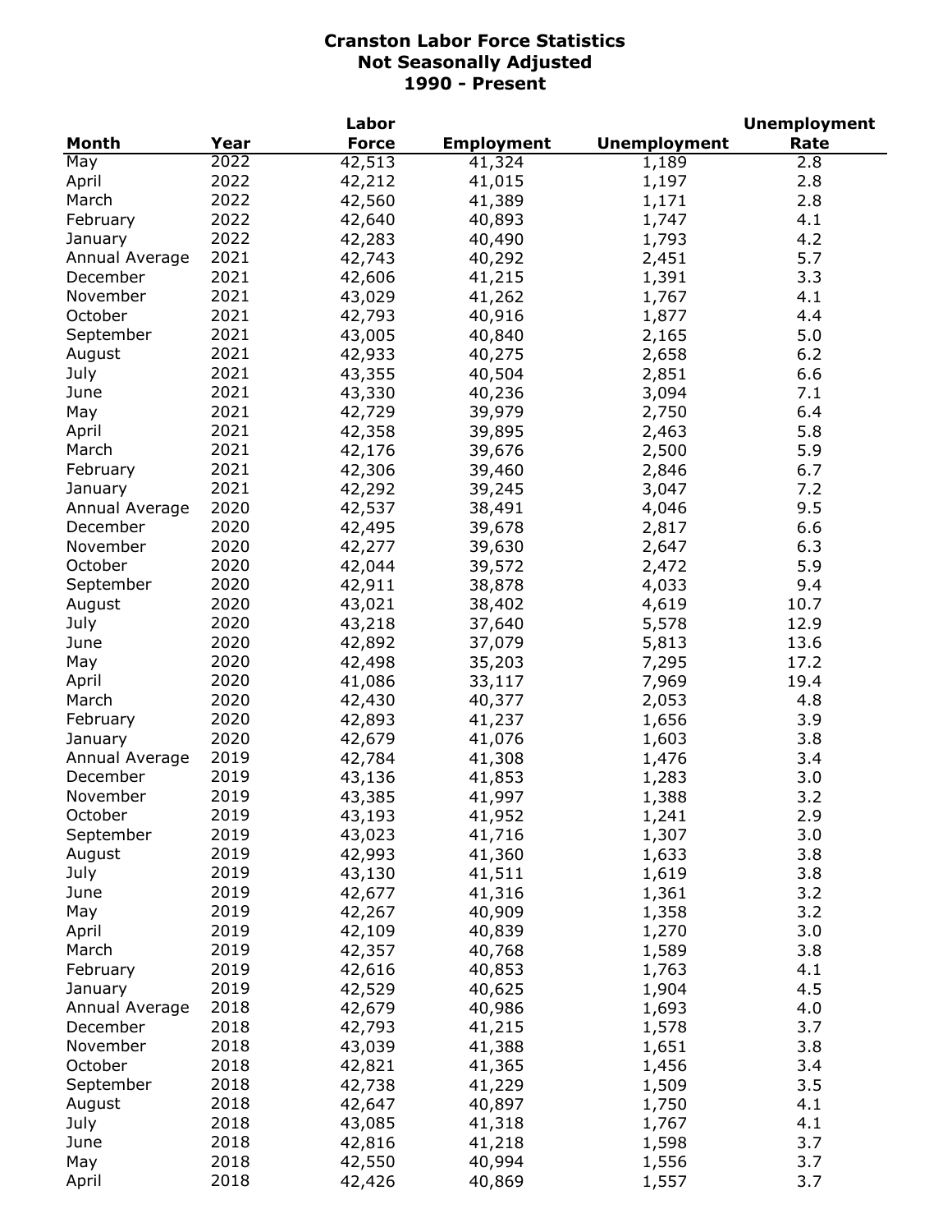# Cranston Labor Force Statistics
## Not Seasonally Adjusted
## 1990 - Present

| Month | Year | Labor Force | Employment | Unemployment | Unemployment Rate |
|---|---|---|---|---|---|
| May | 2022 | 42,513 | 41,324 | 1,189 | 2.8 |
| April | 2022 | 42,212 | 41,015 | 1,197 | 2.8 |
| March | 2022 | 42,560 | 41,389 | 1,171 | 2.8 |
| February | 2022 | 42,640 | 40,893 | 1,747 | 4.1 |
| January | 2022 | 42,283 | 40,490 | 1,793 | 4.2 |
| Annual Average | 2021 | 42,743 | 40,292 | 2,451 | 5.7 |
| December | 2021 | 42,606 | 41,215 | 1,391 | 3.3 |
| November | 2021 | 43,029 | 41,262 | 1,767 | 4.1 |
| October | 2021 | 42,793 | 40,916 | 1,877 | 4.4 |
| September | 2021 | 43,005 | 40,840 | 2,165 | 5.0 |
| August | 2021 | 42,933 | 40,275 | 2,658 | 6.2 |
| July | 2021 | 43,355 | 40,504 | 2,851 | 6.6 |
| June | 2021 | 43,330 | 40,236 | 3,094 | 7.1 |
| May | 2021 | 42,729 | 39,979 | 2,750 | 6.4 |
| April | 2021 | 42,358 | 39,895 | 2,463 | 5.8 |
| March | 2021 | 42,176 | 39,676 | 2,500 | 5.9 |
| February | 2021 | 42,306 | 39,460 | 2,846 | 6.7 |
| January | 2021 | 42,292 | 39,245 | 3,047 | 7.2 |
| Annual Average | 2020 | 42,537 | 38,491 | 4,046 | 9.5 |
| December | 2020 | 42,495 | 39,678 | 2,817 | 6.6 |
| November | 2020 | 42,277 | 39,630 | 2,647 | 6.3 |
| October | 2020 | 42,044 | 39,572 | 2,472 | 5.9 |
| September | 2020 | 42,911 | 38,878 | 4,033 | 9.4 |
| August | 2020 | 43,021 | 38,402 | 4,619 | 10.7 |
| July | 2020 | 43,218 | 37,640 | 5,578 | 12.9 |
| June | 2020 | 42,892 | 37,079 | 5,813 | 13.6 |
| May | 2020 | 42,498 | 35,203 | 7,295 | 17.2 |
| April | 2020 | 41,086 | 33,117 | 7,969 | 19.4 |
| March | 2020 | 42,430 | 40,377 | 2,053 | 4.8 |
| February | 2020 | 42,893 | 41,237 | 1,656 | 3.9 |
| January | 2020 | 42,679 | 41,076 | 1,603 | 3.8 |
| Annual Average | 2019 | 42,784 | 41,308 | 1,476 | 3.4 |
| December | 2019 | 43,136 | 41,853 | 1,283 | 3.0 |
| November | 2019 | 43,385 | 41,997 | 1,388 | 3.2 |
| October | 2019 | 43,193 | 41,952 | 1,241 | 2.9 |
| September | 2019 | 43,023 | 41,716 | 1,307 | 3.0 |
| August | 2019 | 42,993 | 41,360 | 1,633 | 3.8 |
| July | 2019 | 43,130 | 41,511 | 1,619 | 3.8 |
| June | 2019 | 42,677 | 41,316 | 1,361 | 3.2 |
| May | 2019 | 42,267 | 40,909 | 1,358 | 3.2 |
| April | 2019 | 42,109 | 40,839 | 1,270 | 3.0 |
| March | 2019 | 42,357 | 40,768 | 1,589 | 3.8 |
| February | 2019 | 42,616 | 40,853 | 1,763 | 4.1 |
| January | 2019 | 42,529 | 40,625 | 1,904 | 4.5 |
| Annual Average | 2018 | 42,679 | 40,986 | 1,693 | 4.0 |
| December | 2018 | 42,793 | 41,215 | 1,578 | 3.7 |
| November | 2018 | 43,039 | 41,388 | 1,651 | 3.8 |
| October | 2018 | 42,821 | 41,365 | 1,456 | 3.4 |
| September | 2018 | 42,738 | 41,229 | 1,509 | 3.5 |
| August | 2018 | 42,647 | 40,897 | 1,750 | 4.1 |
| July | 2018 | 43,085 | 41,318 | 1,767 | 4.1 |
| June | 2018 | 42,816 | 41,218 | 1,598 | 3.7 |
| May | 2018 | 42,550 | 40,994 | 1,556 | 3.7 |
| April | 2018 | 42,426 | 40,869 | 1,557 | 3.7 |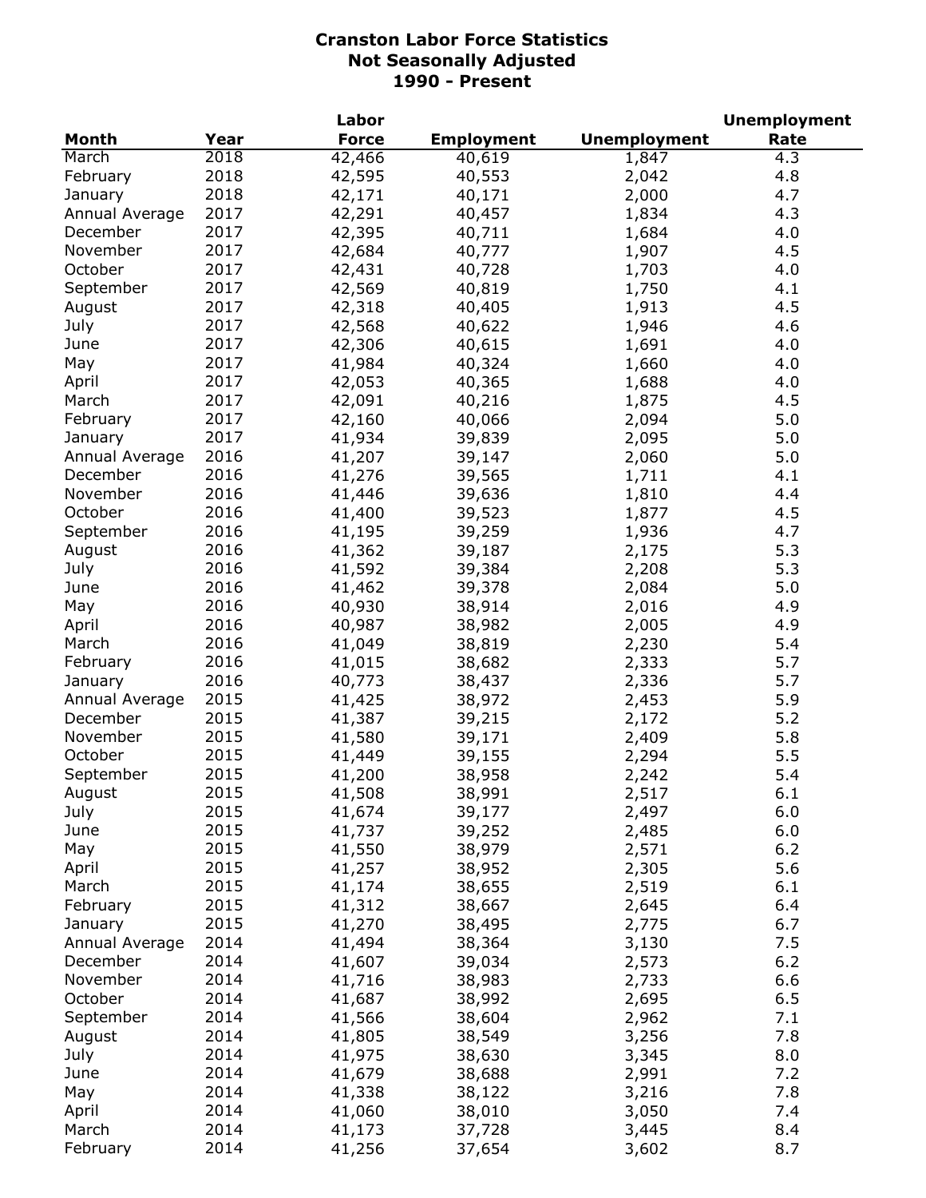# Cranston Labor Force Statistics
## Not Seasonally Adjusted
## 1990 - Present

| Month | Year | Labor Force | Employment | Unemployment | Unemployment Rate |
|---|---|---|---|---|---|
| March | 2018 | 42,466 | 40,619 | 1,847 | 4.3 |
| February | 2018 | 42,595 | 40,553 | 2,042 | 4.8 |
| January | 2018 | 42,171 | 40,171 | 2,000 | 4.7 |
| Annual Average | 2017 | 42,291 | 40,457 | 1,834 | 4.3 |
| December | 2017 | 42,395 | 40,711 | 1,684 | 4.0 |
| November | 2017 | 42,684 | 40,777 | 1,907 | 4.5 |
| October | 2017 | 42,431 | 40,728 | 1,703 | 4.0 |
| September | 2017 | 42,569 | 40,819 | 1,750 | 4.1 |
| August | 2017 | 42,318 | 40,405 | 1,913 | 4.5 |
| July | 2017 | 42,568 | 40,622 | 1,946 | 4.6 |
| June | 2017 | 42,306 | 40,615 | 1,691 | 4.0 |
| May | 2017 | 41,984 | 40,324 | 1,660 | 4.0 |
| April | 2017 | 42,053 | 40,365 | 1,688 | 4.0 |
| March | 2017 | 42,091 | 40,216 | 1,875 | 4.5 |
| February | 2017 | 42,160 | 40,066 | 2,094 | 5.0 |
| January | 2017 | 41,934 | 39,839 | 2,095 | 5.0 |
| Annual Average | 2016 | 41,207 | 39,147 | 2,060 | 5.0 |
| December | 2016 | 41,276 | 39,565 | 1,711 | 4.1 |
| November | 2016 | 41,446 | 39,636 | 1,810 | 4.4 |
| October | 2016 | 41,400 | 39,523 | 1,877 | 4.5 |
| September | 2016 | 41,195 | 39,259 | 1,936 | 4.7 |
| August | 2016 | 41,362 | 39,187 | 2,175 | 5.3 |
| July | 2016 | 41,592 | 39,384 | 2,208 | 5.3 |
| June | 2016 | 41,462 | 39,378 | 2,084 | 5.0 |
| May | 2016 | 40,930 | 38,914 | 2,016 | 4.9 |
| April | 2016 | 40,987 | 38,982 | 2,005 | 4.9 |
| March | 2016 | 41,049 | 38,819 | 2,230 | 5.4 |
| February | 2016 | 41,015 | 38,682 | 2,333 | 5.7 |
| January | 2016 | 40,773 | 38,437 | 2,336 | 5.7 |
| Annual Average | 2015 | 41,425 | 38,972 | 2,453 | 5.9 |
| December | 2015 | 41,387 | 39,215 | 2,172 | 5.2 |
| November | 2015 | 41,580 | 39,171 | 2,409 | 5.8 |
| October | 2015 | 41,449 | 39,155 | 2,294 | 5.5 |
| September | 2015 | 41,200 | 38,958 | 2,242 | 5.4 |
| August | 2015 | 41,508 | 38,991 | 2,517 | 6.1 |
| July | 2015 | 41,674 | 39,177 | 2,497 | 6.0 |
| June | 2015 | 41,737 | 39,252 | 2,485 | 6.0 |
| May | 2015 | 41,550 | 38,979 | 2,571 | 6.2 |
| April | 2015 | 41,257 | 38,952 | 2,305 | 5.6 |
| March | 2015 | 41,174 | 38,655 | 2,519 | 6.1 |
| February | 2015 | 41,312 | 38,667 | 2,645 | 6.4 |
| January | 2015 | 41,270 | 38,495 | 2,775 | 6.7 |
| Annual Average | 2014 | 41,494 | 38,364 | 3,130 | 7.5 |
| December | 2014 | 41,607 | 39,034 | 2,573 | 6.2 |
| November | 2014 | 41,716 | 38,983 | 2,733 | 6.6 |
| October | 2014 | 41,687 | 38,992 | 2,695 | 6.5 |
| September | 2014 | 41,566 | 38,604 | 2,962 | 7.1 |
| August | 2014 | 41,805 | 38,549 | 3,256 | 7.8 |
| July | 2014 | 41,975 | 38,630 | 3,345 | 8.0 |
| June | 2014 | 41,679 | 38,688 | 2,991 | 7.2 |
| May | 2014 | 41,338 | 38,122 | 3,216 | 7.8 |
| April | 2014 | 41,060 | 38,010 | 3,050 | 7.4 |
| March | 2014 | 41,173 | 37,728 | 3,445 | 8.4 |
| February | 2014 | 41,256 | 37,654 | 3,602 | 8.7 |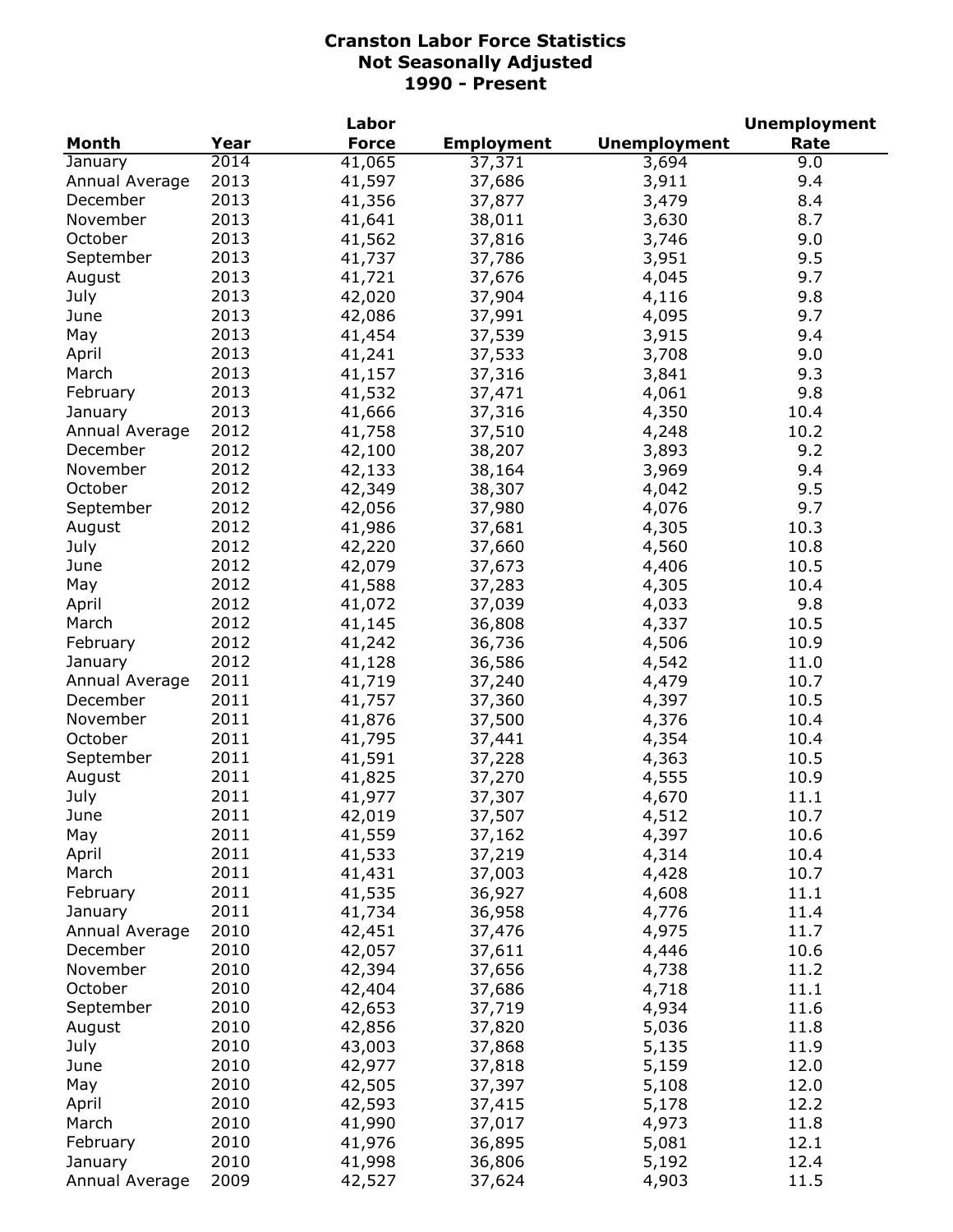# Cranston Labor Force Statistics
## Not Seasonally Adjusted
## 1990 - Present

| Month | Year | Labor Force | Employment | Unemployment | Unemployment Rate |
|---|---|---|---|---|---|
| January | 2014 | 41,065 | 37,371 | 3,694 | 9.0 |
| Annual Average | 2013 | 41,597 | 37,686 | 3,911 | 9.4 |
| December | 2013 | 41,356 | 37,877 | 3,479 | 8.4 |
| November | 2013 | 41,641 | 38,011 | 3,630 | 8.7 |
| October | 2013 | 41,562 | 37,816 | 3,746 | 9.0 |
| September | 2013 | 41,737 | 37,786 | 3,951 | 9.5 |
| August | 2013 | 41,721 | 37,676 | 4,045 | 9.7 |
| July | 2013 | 42,020 | 37,904 | 4,116 | 9.8 |
| June | 2013 | 42,086 | 37,991 | 4,095 | 9.7 |
| May | 2013 | 41,454 | 37,539 | 3,915 | 9.4 |
| April | 2013 | 41,241 | 37,533 | 3,708 | 9.0 |
| March | 2013 | 41,157 | 37,316 | 3,841 | 9.3 |
| February | 2013 | 41,532 | 37,471 | 4,061 | 9.8 |
| January | 2013 | 41,666 | 37,316 | 4,350 | 10.4 |
| Annual Average | 2012 | 41,758 | 37,510 | 4,248 | 10.2 |
| December | 2012 | 42,100 | 38,207 | 3,893 | 9.2 |
| November | 2012 | 42,133 | 38,164 | 3,969 | 9.4 |
| October | 2012 | 42,349 | 38,307 | 4,042 | 9.5 |
| September | 2012 | 42,056 | 37,980 | 4,076 | 9.7 |
| August | 2012 | 41,986 | 37,681 | 4,305 | 10.3 |
| July | 2012 | 42,220 | 37,660 | 4,560 | 10.8 |
| June | 2012 | 42,079 | 37,673 | 4,406 | 10.5 |
| May | 2012 | 41,588 | 37,283 | 4,305 | 10.4 |
| April | 2012 | 41,072 | 37,039 | 4,033 | 9.8 |
| March | 2012 | 41,145 | 36,808 | 4,337 | 10.5 |
| February | 2012 | 41,242 | 36,736 | 4,506 | 10.9 |
| January | 2012 | 41,128 | 36,586 | 4,542 | 11.0 |
| Annual Average | 2011 | 41,719 | 37,240 | 4,479 | 10.7 |
| December | 2011 | 41,757 | 37,360 | 4,397 | 10.5 |
| November | 2011 | 41,876 | 37,500 | 4,376 | 10.4 |
| October | 2011 | 41,795 | 37,441 | 4,354 | 10.4 |
| September | 2011 | 41,591 | 37,228 | 4,363 | 10.5 |
| August | 2011 | 41,825 | 37,270 | 4,555 | 10.9 |
| July | 2011 | 41,977 | 37,307 | 4,670 | 11.1 |
| June | 2011 | 42,019 | 37,507 | 4,512 | 10.7 |
| May | 2011 | 41,559 | 37,162 | 4,397 | 10.6 |
| April | 2011 | 41,533 | 37,219 | 4,314 | 10.4 |
| March | 2011 | 41,431 | 37,003 | 4,428 | 10.7 |
| February | 2011 | 41,535 | 36,927 | 4,608 | 11.1 |
| January | 2011 | 41,734 | 36,958 | 4,776 | 11.4 |
| Annual Average | 2010 | 42,451 | 37,476 | 4,975 | 11.7 |
| December | 2010 | 42,057 | 37,611 | 4,446 | 10.6 |
| November | 2010 | 42,394 | 37,656 | 4,738 | 11.2 |
| October | 2010 | 42,404 | 37,686 | 4,718 | 11.1 |
| September | 2010 | 42,653 | 37,719 | 4,934 | 11.6 |
| August | 2010 | 42,856 | 37,820 | 5,036 | 11.8 |
| July | 2010 | 43,003 | 37,868 | 5,135 | 11.9 |
| June | 2010 | 42,977 | 37,818 | 5,159 | 12.0 |
| May | 2010 | 42,505 | 37,397 | 5,108 | 12.0 |
| April | 2010 | 42,593 | 37,415 | 5,178 | 12.2 |
| March | 2010 | 41,990 | 37,017 | 4,973 | 11.8 |
| February | 2010 | 41,976 | 36,895 | 5,081 | 12.1 |
| January | 2010 | 41,998 | 36,806 | 5,192 | 12.4 |
| Annual Average | 2009 | 42,527 | 37,624 | 4,903 | 11.5 |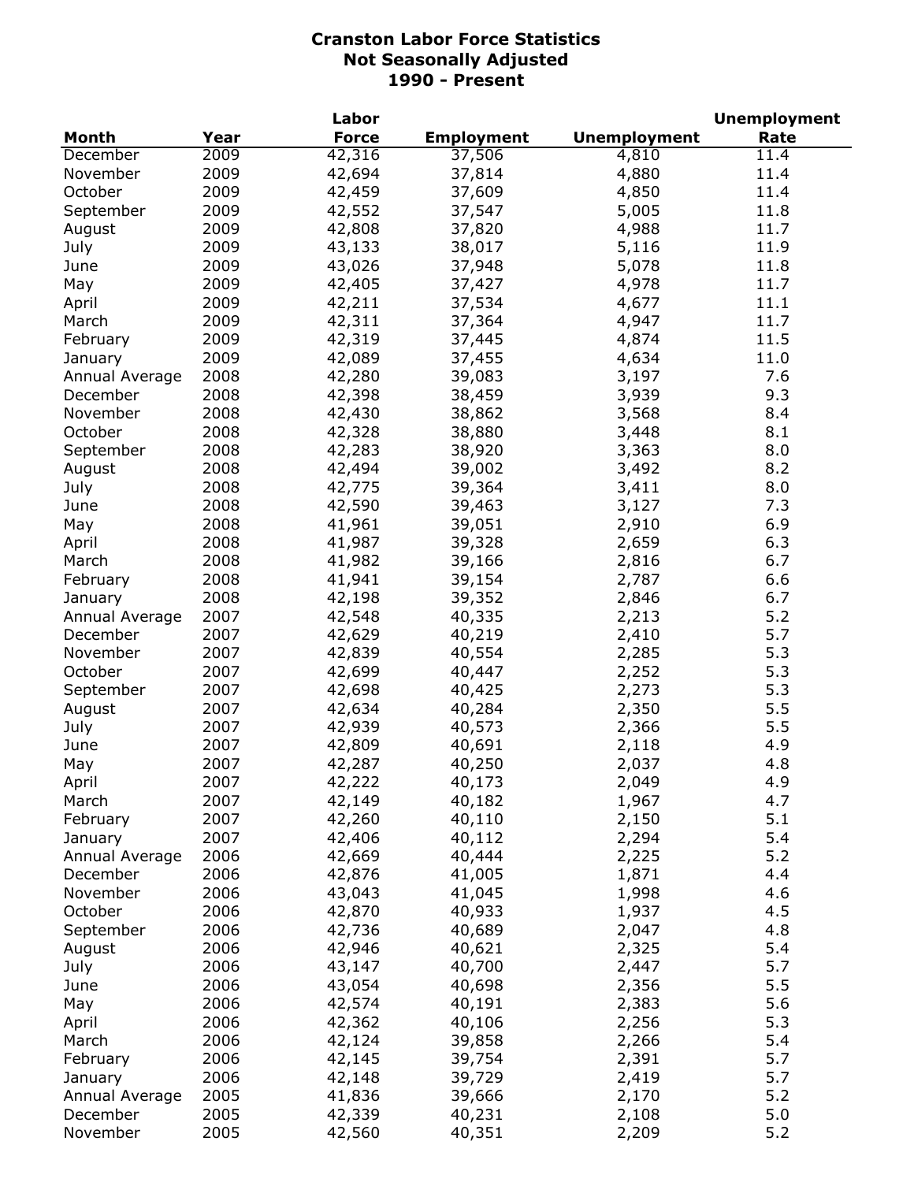**Cranston Labor Force Statistics**
**Not Seasonally Adjusted**
**1990 - Present**

| Month | Year | Labor Force | Employment | Unemployment | Unemployment Rate |
|---|---|---|---|---|---|
| December | 2009 | 42,316 | 37,506 | 4,810 | 11.4 |
| November | 2009 | 42,694 | 37,814 | 4,880 | 11.4 |
| October | 2009 | 42,459 | 37,609 | 4,850 | 11.4 |
| September | 2009 | 42,552 | 37,547 | 5,005 | 11.8 |
| August | 2009 | 42,808 | 37,820 | 4,988 | 11.7 |
| July | 2009 | 43,133 | 38,017 | 5,116 | 11.9 |
| June | 2009 | 43,026 | 37,948 | 5,078 | 11.8 |
| May | 2009 | 42,405 | 37,427 | 4,978 | 11.7 |
| April | 2009 | 42,211 | 37,534 | 4,677 | 11.1 |
| March | 2009 | 42,311 | 37,364 | 4,947 | 11.7 |
| February | 2009 | 42,319 | 37,445 | 4,874 | 11.5 |
| January | 2009 | 42,089 | 37,455 | 4,634 | 11.0 |
| Annual Average | 2008 | 42,280 | 39,083 | 3,197 | 7.6 |
| December | 2008 | 42,398 | 38,459 | 3,939 | 9.3 |
| November | 2008 | 42,430 | 38,862 | 3,568 | 8.4 |
| October | 2008 | 42,328 | 38,880 | 3,448 | 8.1 |
| September | 2008 | 42,283 | 38,920 | 3,363 | 8.0 |
| August | 2008 | 42,494 | 39,002 | 3,492 | 8.2 |
| July | 2008 | 42,775 | 39,364 | 3,411 | 8.0 |
| June | 2008 | 42,590 | 39,463 | 3,127 | 7.3 |
| May | 2008 | 41,961 | 39,051 | 2,910 | 6.9 |
| April | 2008 | 41,987 | 39,328 | 2,659 | 6.3 |
| March | 2008 | 41,982 | 39,166 | 2,816 | 6.7 |
| February | 2008 | 41,941 | 39,154 | 2,787 | 6.6 |
| January | 2008 | 42,198 | 39,352 | 2,846 | 6.7 |
| Annual Average | 2007 | 42,548 | 40,335 | 2,213 | 5.2 |
| December | 2007 | 42,629 | 40,219 | 2,410 | 5.7 |
| November | 2007 | 42,839 | 40,554 | 2,285 | 5.3 |
| October | 2007 | 42,699 | 40,447 | 2,252 | 5.3 |
| September | 2007 | 42,698 | 40,425 | 2,273 | 5.3 |
| August | 2007 | 42,634 | 40,284 | 2,350 | 5.5 |
| July | 2007 | 42,939 | 40,573 | 2,366 | 5.5 |
| June | 2007 | 42,809 | 40,691 | 2,118 | 4.9 |
| May | 2007 | 42,287 | 40,250 | 2,037 | 4.8 |
| April | 2007 | 42,222 | 40,173 | 2,049 | 4.9 |
| March | 2007 | 42,149 | 40,182 | 1,967 | 4.7 |
| February | 2007 | 42,260 | 40,110 | 2,150 | 5.1 |
| January | 2007 | 42,406 | 40,112 | 2,294 | 5.4 |
| Annual Average | 2006 | 42,669 | 40,444 | 2,225 | 5.2 |
| December | 2006 | 42,876 | 41,005 | 1,871 | 4.4 |
| November | 2006 | 43,043 | 41,045 | 1,998 | 4.6 |
| October | 2006 | 42,870 | 40,933 | 1,937 | 4.5 |
| September | 2006 | 42,736 | 40,689 | 2,047 | 4.8 |
| August | 2006 | 42,946 | 40,621 | 2,325 | 5.4 |
| July | 2006 | 43,147 | 40,700 | 2,447 | 5.7 |
| June | 2006 | 43,054 | 40,698 | 2,356 | 5.5 |
| May | 2006 | 42,574 | 40,191 | 2,383 | 5.6 |
| April | 2006 | 42,362 | 40,106 | 2,256 | 5.3 |
| March | 2006 | 42,124 | 39,858 | 2,266 | 5.4 |
| February | 2006 | 42,145 | 39,754 | 2,391 | 5.7 |
| January | 2006 | 42,148 | 39,729 | 2,419 | 5.7 |
| Annual Average | 2005 | 41,836 | 39,666 | 2,170 | 5.2 |
| December | 2005 | 42,339 | 40,231 | 2,108 | 5.0 |
| November | 2005 | 42,560 | 40,351 | 2,209 | 5.2 |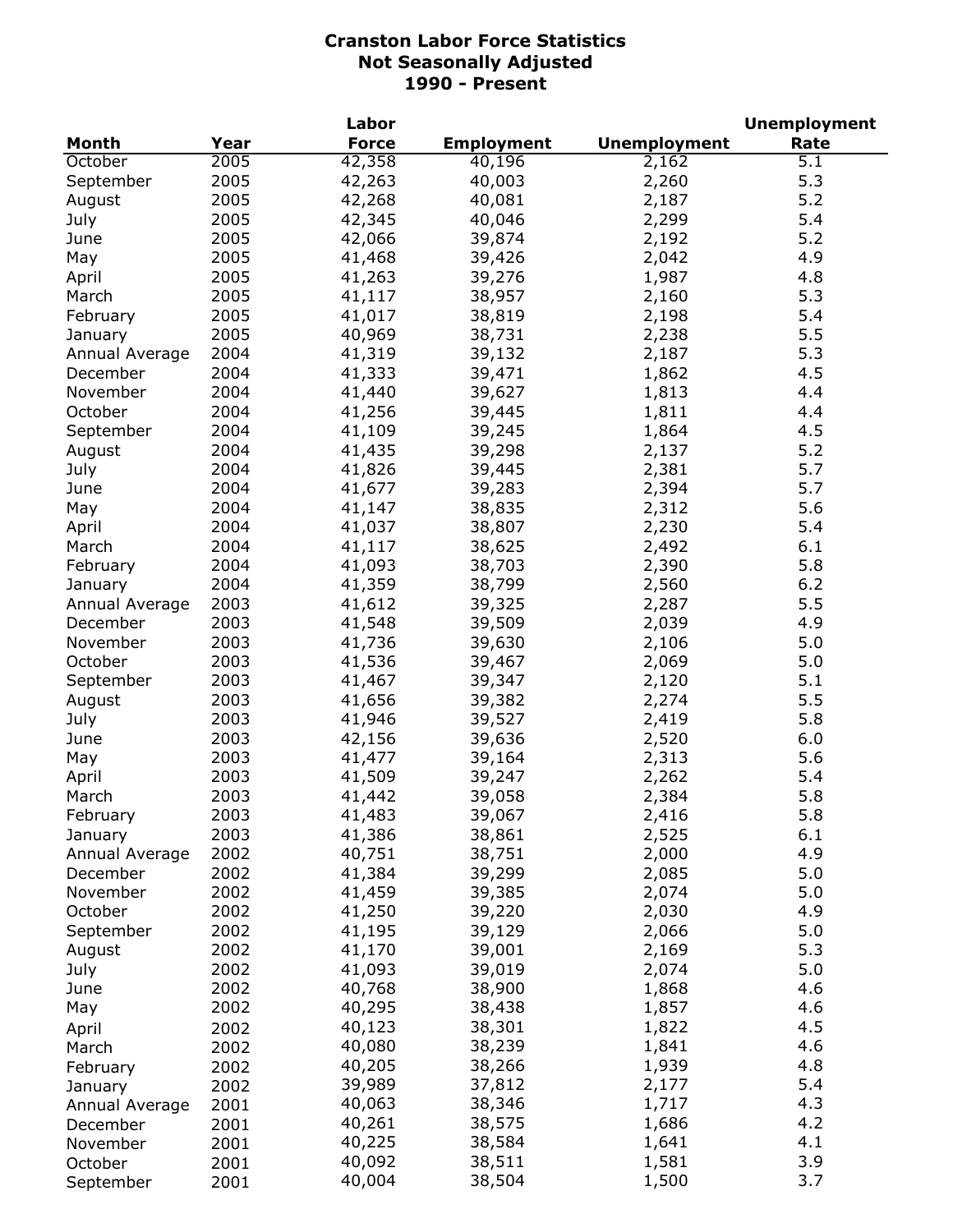# Cranston Labor Force Statistics
## Not Seasonally Adjusted
## 1990 - Present

| Month | Year | Labor Force | Employment | Unemployment | Unemployment Rate |
|---|---|---|---|---|---|
| October | 2005 | 42,358 | 40,196 | 2,162 | 5.1 |
| September | 2005 | 42,263 | 40,003 | 2,260 | 5.3 |
| August | 2005 | 42,268 | 40,081 | 2,187 | 5.2 |
| July | 2005 | 42,345 | 40,046 | 2,299 | 5.4 |
| June | 2005 | 42,066 | 39,874 | 2,192 | 5.2 |
| May | 2005 | 41,468 | 39,426 | 2,042 | 4.9 |
| April | 2005 | 41,263 | 39,276 | 1,987 | 4.8 |
| March | 2005 | 41,117 | 38,957 | 2,160 | 5.3 |
| February | 2005 | 41,017 | 38,819 | 2,198 | 5.4 |
| January | 2005 | 40,969 | 38,731 | 2,238 | 5.5 |
| Annual Average | 2004 | 41,319 | 39,132 | 2,187 | 5.3 |
| December | 2004 | 41,333 | 39,471 | 1,862 | 4.5 |
| November | 2004 | 41,440 | 39,627 | 1,813 | 4.4 |
| October | 2004 | 41,256 | 39,445 | 1,811 | 4.4 |
| September | 2004 | 41,109 | 39,245 | 1,864 | 4.5 |
| August | 2004 | 41,435 | 39,298 | 2,137 | 5.2 |
| July | 2004 | 41,826 | 39,445 | 2,381 | 5.7 |
| June | 2004 | 41,677 | 39,283 | 2,394 | 5.7 |
| May | 2004 | 41,147 | 38,835 | 2,312 | 5.6 |
| April | 2004 | 41,037 | 38,807 | 2,230 | 5.4 |
| March | 2004 | 41,117 | 38,625 | 2,492 | 6.1 |
| February | 2004 | 41,093 | 38,703 | 2,390 | 5.8 |
| January | 2004 | 41,359 | 38,799 | 2,560 | 6.2 |
| Annual Average | 2003 | 41,612 | 39,325 | 2,287 | 5.5 |
| December | 2003 | 41,548 | 39,509 | 2,039 | 4.9 |
| November | 2003 | 41,736 | 39,630 | 2,106 | 5.0 |
| October | 2003 | 41,536 | 39,467 | 2,069 | 5.0 |
| September | 2003 | 41,467 | 39,347 | 2,120 | 5.1 |
| August | 2003 | 41,656 | 39,382 | 2,274 | 5.5 |
| July | 2003 | 41,946 | 39,527 | 2,419 | 5.8 |
| June | 2003 | 42,156 | 39,636 | 2,520 | 6.0 |
| May | 2003 | 41,477 | 39,164 | 2,313 | 5.6 |
| April | 2003 | 41,509 | 39,247 | 2,262 | 5.4 |
| March | 2003 | 41,442 | 39,058 | 2,384 | 5.8 |
| February | 2003 | 41,483 | 39,067 | 2,416 | 5.8 |
| January | 2003 | 41,386 | 38,861 | 2,525 | 6.1 |
| Annual Average | 2002 | 40,751 | 38,751 | 2,000 | 4.9 |
| December | 2002 | 41,384 | 39,299 | 2,085 | 5.0 |
| November | 2002 | 41,459 | 39,385 | 2,074 | 5.0 |
| October | 2002 | 41,250 | 39,220 | 2,030 | 4.9 |
| September | 2002 | 41,195 | 39,129 | 2,066 | 5.0 |
| August | 2002 | 41,170 | 39,001 | 2,169 | 5.3 |
| July | 2002 | 41,093 | 39,019 | 2,074 | 5.0 |
| June | 2002 | 40,768 | 38,900 | 1,868 | 4.6 |
| May | 2002 | 40,295 | 38,438 | 1,857 | 4.6 |
| April | 2002 | 40,123 | 38,301 | 1,822 | 4.5 |
| March | 2002 | 40,080 | 38,239 | 1,841 | 4.6 |
| February | 2002 | 40,205 | 38,266 | 1,939 | 4.8 |
| January | 2002 | 39,989 | 37,812 | 2,177 | 5.4 |
| Annual Average | 2001 | 40,063 | 38,346 | 1,717 | 4.3 |
| December | 2001 | 40,261 | 38,575 | 1,686 | 4.2 |
| November | 2001 | 40,225 | 38,584 | 1,641 | 4.1 |
| October | 2001 | 40,092 | 38,511 | 1,581 | 3.9 |
| September | 2001 | 40,004 | 38,504 | 1,500 | 3.7 |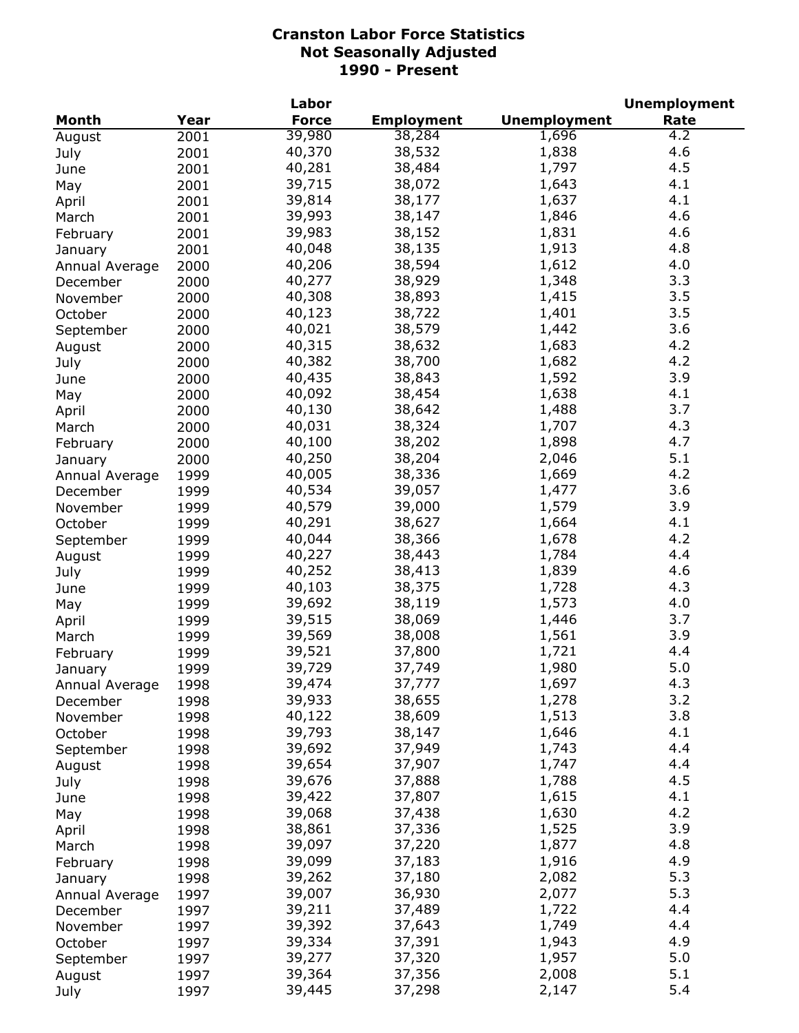# Cranston Labor Force Statistics
## Not Seasonally Adjusted
## 1990 - Present

| Month | Year | Labor Force | Employment | Unemployment | Unemployment Rate |
|---|---|---|---|---|---|
| August | 2001 | 39,980 | 38,284 | 1,696 | 4.2 |
| July | 2001 | 40,370 | 38,532 | 1,838 | 4.6 |
| June | 2001 | 40,281 | 38,484 | 1,797 | 4.5 |
| May | 2001 | 39,715 | 38,072 | 1,643 | 4.1 |
| April | 2001 | 39,814 | 38,177 | 1,637 | 4.1 |
| March | 2001 | 39,993 | 38,147 | 1,846 | 4.6 |
| February | 2001 | 39,983 | 38,152 | 1,831 | 4.6 |
| January | 2001 | 40,048 | 38,135 | 1,913 | 4.8 |
| Annual Average | 2000 | 40,206 | 38,594 | 1,612 | 4.0 |
| December | 2000 | 40,277 | 38,929 | 1,348 | 3.3 |
| November | 2000 | 40,308 | 38,893 | 1,415 | 3.5 |
| October | 2000 | 40,123 | 38,722 | 1,401 | 3.5 |
| September | 2000 | 40,021 | 38,579 | 1,442 | 3.6 |
| August | 2000 | 40,315 | 38,632 | 1,683 | 4.2 |
| July | 2000 | 40,382 | 38,700 | 1,682 | 4.2 |
| June | 2000 | 40,435 | 38,843 | 1,592 | 3.9 |
| May | 2000 | 40,092 | 38,454 | 1,638 | 4.1 |
| April | 2000 | 40,130 | 38,642 | 1,488 | 3.7 |
| March | 2000 | 40,031 | 38,324 | 1,707 | 4.3 |
| February | 2000 | 40,100 | 38,202 | 1,898 | 4.7 |
| January | 2000 | 40,250 | 38,204 | 2,046 | 5.1 |
| Annual Average | 1999 | 40,005 | 38,336 | 1,669 | 4.2 |
| December | 1999 | 40,534 | 39,057 | 1,477 | 3.6 |
| November | 1999 | 40,579 | 39,000 | 1,579 | 3.9 |
| October | 1999 | 40,291 | 38,627 | 1,664 | 4.1 |
| September | 1999 | 40,044 | 38,366 | 1,678 | 4.2 |
| August | 1999 | 40,227 | 38,443 | 1,784 | 4.4 |
| July | 1999 | 40,252 | 38,413 | 1,839 | 4.6 |
| June | 1999 | 40,103 | 38,375 | 1,728 | 4.3 |
| May | 1999 | 39,692 | 38,119 | 1,573 | 4.0 |
| April | 1999 | 39,515 | 38,069 | 1,446 | 3.7 |
| March | 1999 | 39,569 | 38,008 | 1,561 | 3.9 |
| February | 1999 | 39,521 | 37,800 | 1,721 | 4.4 |
| January | 1999 | 39,729 | 37,749 | 1,980 | 5.0 |
| Annual Average | 1998 | 39,474 | 37,777 | 1,697 | 4.3 |
| December | 1998 | 39,933 | 38,655 | 1,278 | 3.2 |
| November | 1998 | 40,122 | 38,609 | 1,513 | 3.8 |
| October | 1998 | 39,793 | 38,147 | 1,646 | 4.1 |
| September | 1998 | 39,692 | 37,949 | 1,743 | 4.4 |
| August | 1998 | 39,654 | 37,907 | 1,747 | 4.4 |
| July | 1998 | 39,676 | 37,888 | 1,788 | 4.5 |
| June | 1998 | 39,422 | 37,807 | 1,615 | 4.1 |
| May | 1998 | 39,068 | 37,438 | 1,630 | 4.2 |
| April | 1998 | 38,861 | 37,336 | 1,525 | 3.9 |
| March | 1998 | 39,097 | 37,220 | 1,877 | 4.8 |
| February | 1998 | 39,099 | 37,183 | 1,916 | 4.9 |
| January | 1998 | 39,262 | 37,180 | 2,082 | 5.3 |
| Annual Average | 1997 | 39,007 | 36,930 | 2,077 | 5.3 |
| December | 1997 | 39,211 | 37,489 | 1,722 | 4.4 |
| November | 1997 | 39,392 | 37,643 | 1,749 | 4.4 |
| October | 1997 | 39,334 | 37,391 | 1,943 | 4.9 |
| September | 1997 | 39,277 | 37,320 | 1,957 | 5.0 |
| August | 1997 | 39,364 | 37,356 | 2,008 | 5.1 |
| July | 1997 | 39,445 | 37,298 | 2,147 | 5.4 |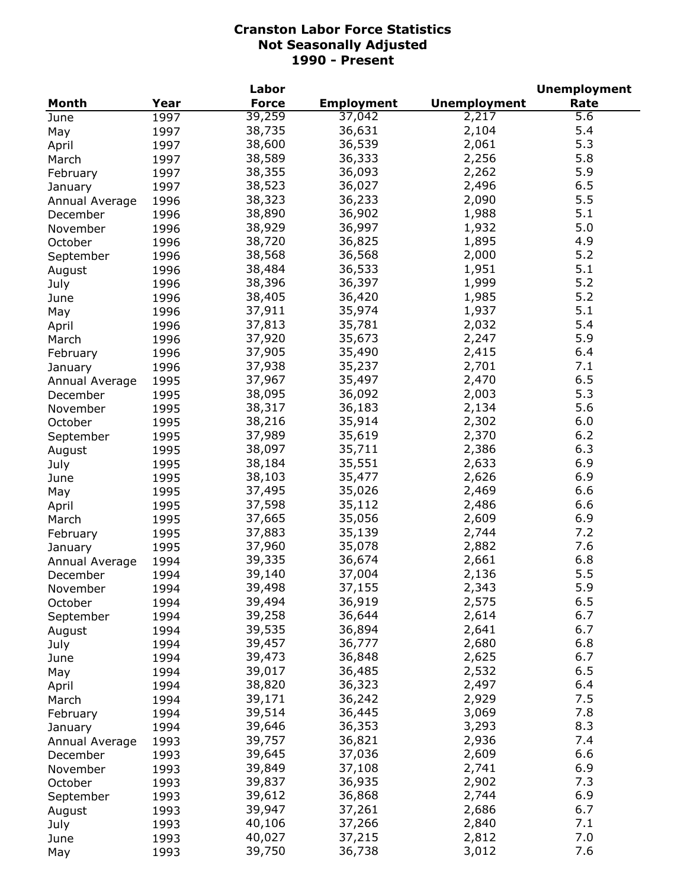# Cranston Labor Force Statistics
## Not Seasonally Adjusted
## 1990 - Present

| Month | Year | Labor Force | Employment | Unemployment | Unemployment Rate |
|---|---|---|---|---|---|
| June | 1997 | 39,259 | 37,042 | 2,217 | 5.6 |
| May | 1997 | 38,735 | 36,631 | 2,104 | 5.4 |
| April | 1997 | 38,600 | 36,539 | 2,061 | 5.3 |
| March | 1997 | 38,589 | 36,333 | 2,256 | 5.8 |
| February | 1997 | 38,355 | 36,093 | 2,262 | 5.9 |
| January | 1997 | 38,523 | 36,027 | 2,496 | 6.5 |
| Annual Average | 1996 | 38,323 | 36,233 | 2,090 | 5.5 |
| December | 1996 | 38,890 | 36,902 | 1,988 | 5.1 |
| November | 1996 | 38,929 | 36,997 | 1,932 | 5.0 |
| October | 1996 | 38,720 | 36,825 | 1,895 | 4.9 |
| September | 1996 | 38,568 | 36,568 | 2,000 | 5.2 |
| August | 1996 | 38,484 | 36,533 | 1,951 | 5.1 |
| July | 1996 | 38,396 | 36,397 | 1,999 | 5.2 |
| June | 1996 | 38,405 | 36,420 | 1,985 | 5.2 |
| May | 1996 | 37,911 | 35,974 | 1,937 | 5.1 |
| April | 1996 | 37,813 | 35,781 | 2,032 | 5.4 |
| March | 1996 | 37,920 | 35,673 | 2,247 | 5.9 |
| February | 1996 | 37,905 | 35,490 | 2,415 | 6.4 |
| January | 1996 | 37,938 | 35,237 | 2,701 | 7.1 |
| Annual Average | 1995 | 37,967 | 35,497 | 2,470 | 6.5 |
| December | 1995 | 38,095 | 36,092 | 2,003 | 5.3 |
| November | 1995 | 38,317 | 36,183 | 2,134 | 5.6 |
| October | 1995 | 38,216 | 35,914 | 2,302 | 6.0 |
| September | 1995 | 37,989 | 35,619 | 2,370 | 6.2 |
| August | 1995 | 38,097 | 35,711 | 2,386 | 6.3 |
| July | 1995 | 38,184 | 35,551 | 2,633 | 6.9 |
| June | 1995 | 38,103 | 35,477 | 2,626 | 6.9 |
| May | 1995 | 37,495 | 35,026 | 2,469 | 6.6 |
| April | 1995 | 37,598 | 35,112 | 2,486 | 6.6 |
| March | 1995 | 37,665 | 35,056 | 2,609 | 6.9 |
| February | 1995 | 37,883 | 35,139 | 2,744 | 7.2 |
| January | 1995 | 37,960 | 35,078 | 2,882 | 7.6 |
| Annual Average | 1994 | 39,335 | 36,674 | 2,661 | 6.8 |
| December | 1994 | 39,140 | 37,004 | 2,136 | 5.5 |
| November | 1994 | 39,498 | 37,155 | 2,343 | 5.9 |
| October | 1994 | 39,494 | 36,919 | 2,575 | 6.5 |
| September | 1994 | 39,258 | 36,644 | 2,614 | 6.7 |
| August | 1994 | 39,535 | 36,894 | 2,641 | 6.7 |
| July | 1994 | 39,457 | 36,777 | 2,680 | 6.8 |
| June | 1994 | 39,473 | 36,848 | 2,625 | 6.7 |
| May | 1994 | 39,017 | 36,485 | 2,532 | 6.5 |
| April | 1994 | 38,820 | 36,323 | 2,497 | 6.4 |
| March | 1994 | 39,171 | 36,242 | 2,929 | 7.5 |
| February | 1994 | 39,514 | 36,445 | 3,069 | 7.8 |
| January | 1994 | 39,646 | 36,353 | 3,293 | 8.3 |
| Annual Average | 1993 | 39,757 | 36,821 | 2,936 | 7.4 |
| December | 1993 | 39,645 | 37,036 | 2,609 | 6.6 |
| November | 1993 | 39,849 | 37,108 | 2,741 | 6.9 |
| October | 1993 | 39,837 | 36,935 | 2,902 | 7.3 |
| September | 1993 | 39,612 | 36,868 | 2,744 | 6.9 |
| August | 1993 | 39,947 | 37,261 | 2,686 | 6.7 |
| July | 1993 | 40,106 | 37,266 | 2,840 | 7.1 |
| June | 1993 | 40,027 | 37,215 | 2,812 | 7.0 |
| May | 1993 | 39,750 | 36,738 | 3,012 | 7.6 |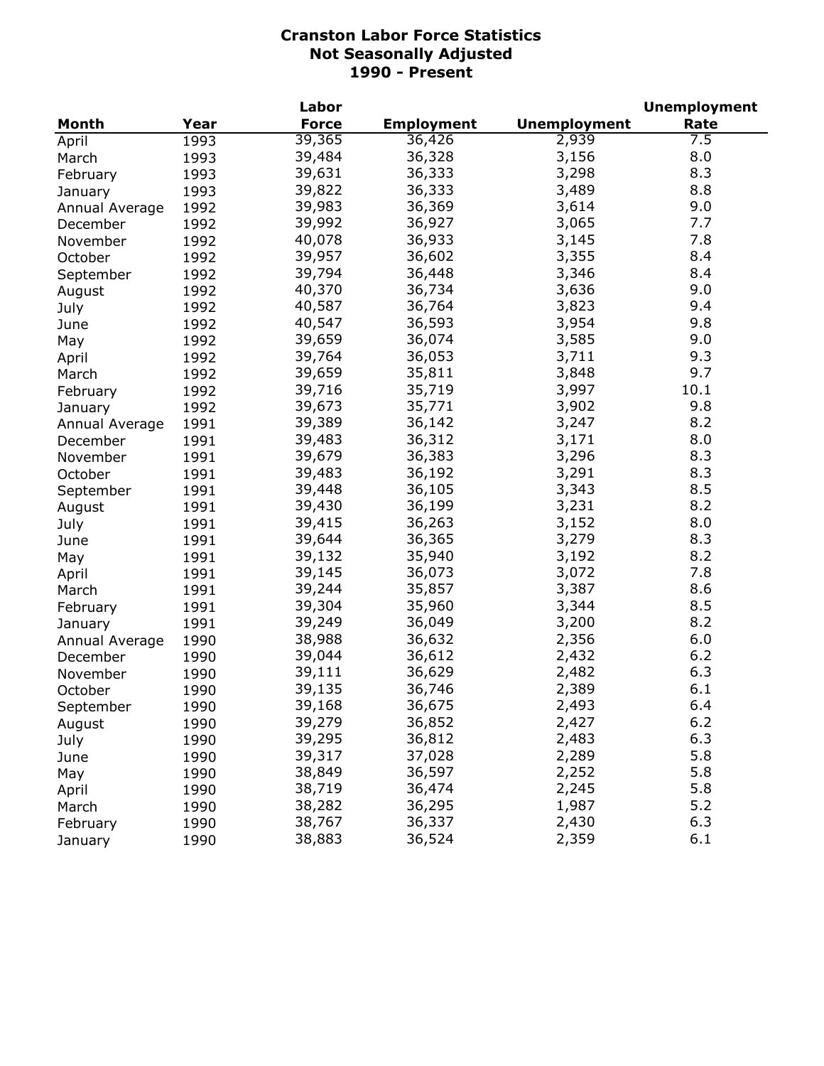# Cranston Labor Force Statistics
## Not Seasonally Adjusted
## 1990 - Present

| Month | Year | Labor Force | Employment | Unemployment | Unemployment Rate |
|---|---|---|---|---|---|
| April | 1993 | 39,365 | 36,426 | 2,939 | 7.5 |
| March | 1993 | 39,484 | 36,328 | 3,156 | 8.0 |
| February | 1993 | 39,631 | 36,333 | 3,298 | 8.3 |
| January | 1993 | 39,822 | 36,333 | 3,489 | 8.8 |
| Annual Average | 1992 | 39,983 | 36,369 | 3,614 | 9.0 |
| December | 1992 | 39,992 | 36,927 | 3,065 | 7.7 |
| November | 1992 | 40,078 | 36,933 | 3,145 | 7.8 |
| October | 1992 | 39,957 | 36,602 | 3,355 | 8.4 |
| September | 1992 | 39,794 | 36,448 | 3,346 | 8.4 |
| August | 1992 | 40,370 | 36,734 | 3,636 | 9.0 |
| July | 1992 | 40,587 | 36,764 | 3,823 | 9.4 |
| June | 1992 | 40,547 | 36,593 | 3,954 | 9.8 |
| May | 1992 | 39,659 | 36,074 | 3,585 | 9.0 |
| April | 1992 | 39,764 | 36,053 | 3,711 | 9.3 |
| March | 1992 | 39,659 | 35,811 | 3,848 | 9.7 |
| February | 1992 | 39,716 | 35,719 | 3,997 | 10.1 |
| January | 1992 | 39,673 | 35,771 | 3,902 | 9.8 |
| Annual Average | 1991 | 39,389 | 36,142 | 3,247 | 8.2 |
| December | 1991 | 39,483 | 36,312 | 3,171 | 8.0 |
| November | 1991 | 39,679 | 36,383 | 3,296 | 8.3 |
| October | 1991 | 39,483 | 36,192 | 3,291 | 8.3 |
| September | 1991 | 39,448 | 36,105 | 3,343 | 8.5 |
| August | 1991 | 39,430 | 36,199 | 3,231 | 8.2 |
| July | 1991 | 39,415 | 36,263 | 3,152 | 8.0 |
| June | 1991 | 39,644 | 36,365 | 3,279 | 8.3 |
| May | 1991 | 39,132 | 35,940 | 3,192 | 8.2 |
| April | 1991 | 39,145 | 36,073 | 3,072 | 7.8 |
| March | 1991 | 39,244 | 35,857 | 3,387 | 8.6 |
| February | 1991 | 39,304 | 35,960 | 3,344 | 8.5 |
| January | 1991 | 39,249 | 36,049 | 3,200 | 8.2 |
| Annual Average | 1990 | 38,988 | 36,632 | 2,356 | 6.0 |
| December | 1990 | 39,044 | 36,612 | 2,432 | 6.2 |
| November | 1990 | 39,111 | 36,629 | 2,482 | 6.3 |
| October | 1990 | 39,135 | 36,746 | 2,389 | 6.1 |
| September | 1990 | 39,168 | 36,675 | 2,493 | 6.4 |
| August | 1990 | 39,279 | 36,852 | 2,427 | 6.2 |
| July | 1990 | 39,295 | 36,812 | 2,483 | 6.3 |
| June | 1990 | 39,317 | 37,028 | 2,289 | 5.8 |
| May | 1990 | 38,849 | 36,597 | 2,252 | 5.8 |
| April | 1990 | 38,719 | 36,474 | 2,245 | 5.8 |
| March | 1990 | 38,282 | 36,295 | 1,987 | 5.2 |
| February | 1990 | 38,767 | 36,337 | 2,430 | 6.3 |
| January | 1990 | 38,883 | 36,524 | 2,359 | 6.1 |